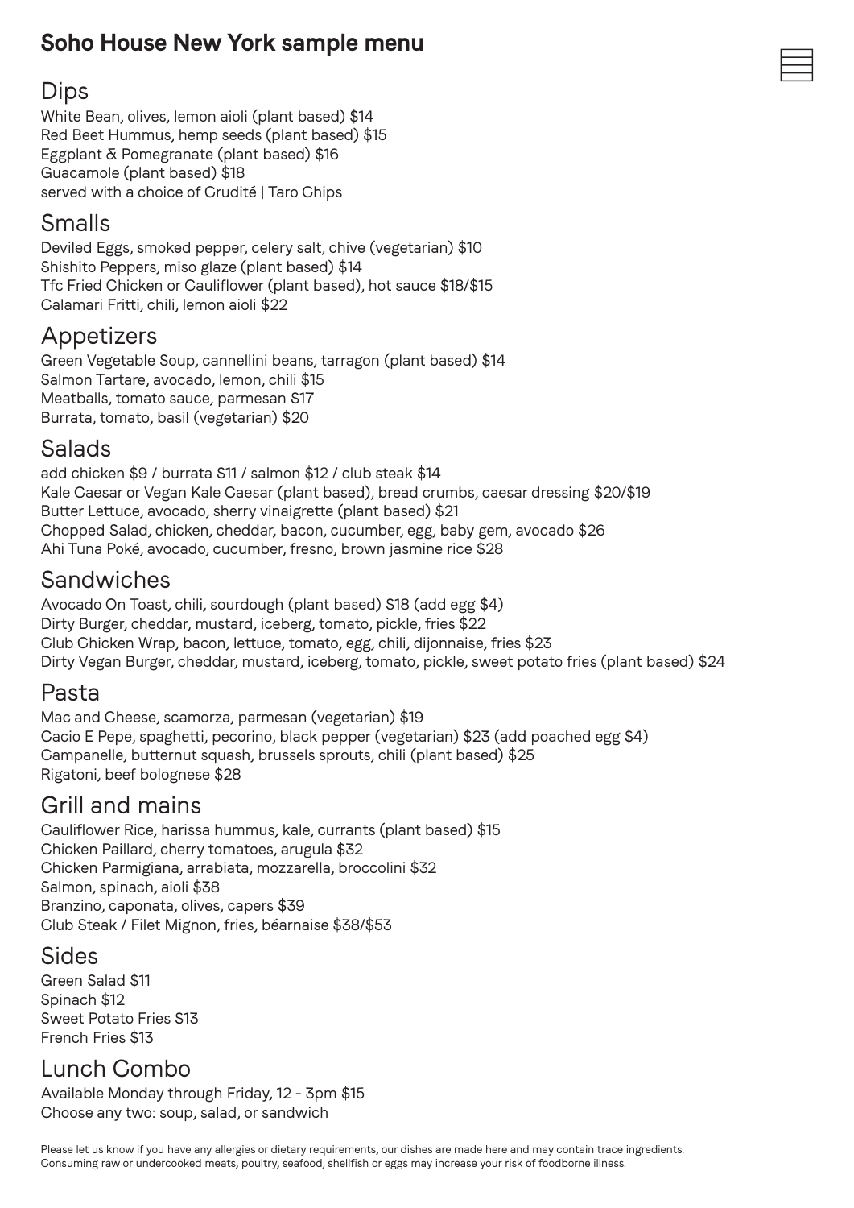# Soho House New York sample menu

## Dips

White Bean, olives, lemon aioli (plant based) $14
Red Beet Hummus, hemp seeds (plant based) $15
Eggplant & Pomegranate (plant based) $16
Guacamole (plant based) $18
served with a choice of Crudité | Taro Chips

## Smalls

Deviled Eggs, smoked pepper, celery salt, chive (vegetarian) $10
Shishito Peppers, miso glaze (plant based) $14
Tfc Fried Chicken or Cauliflower (plant based), hot sauce $18/$15
Calamari Fritti, chili, lemon aioli $22

## Appetizers

Green Vegetable Soup, cannellini beans, tarragon (plant based) $14
Salmon Tartare, avocado, lemon, chili $15
Meatballs, tomato sauce, parmesan $17
Burrata, tomato, basil (vegetarian) $20

## Salads

add chicken $9 / burrata $11 / salmon $12 / club steak $14
Kale Caesar or Vegan Kale Caesar (plant based), bread crumbs, caesar dressing $20/$19
Butter Lettuce, avocado, sherry vinaigrette (plant based) $21
Chopped Salad, chicken, cheddar, bacon, cucumber, egg, baby gem, avocado $26
Ahi Tuna Poké, avocado, cucumber, fresno, brown jasmine rice $28

## Sandwiches

Avocado On Toast, chili, sourdough (plant based) $18 (add egg $4)
Dirty Burger, cheddar, mustard, iceberg, tomato, pickle, fries $22
Club Chicken Wrap, bacon, lettuce, tomato, egg, chili, dijonnaise, fries $23
Dirty Vegan Burger, cheddar, mustard, iceberg, tomato, pickle, sweet potato fries (plant based) $24

## Pasta

Mac and Cheese, scamorza, parmesan (vegetarian) $19
Cacio E Pepe, spaghetti, pecorino, black pepper (vegetarian) $23 (add poached egg $4)
Campanelle, butternut squash, brussels sprouts, chili (plant based) $25
Rigatoni, beef bolognese $28

## Grill and mains

Cauliflower Rice, harissa hummus, kale, currants (plant based) $15
Chicken Paillard, cherry tomatoes, arugula $32
Chicken Parmigiana, arrabiata, mozzarella, broccolini $32
Salmon, spinach, aioli $38
Branzino, caponata, olives, capers $39
Club Steak / Filet Mignon, fries, béarnaise $38/$53

## Sides

Green Salad $11
Spinach $12
Sweet Potato Fries $13
French Fries $13

## Lunch Combo

Available Monday through Friday, 12 - 3pm $15
Choose any two: soup, salad, or sandwich

Please let us know if you have any allergies or dietary requirements, our dishes are made here and may contain trace ingredients.
Consuming raw or undercooked meats, poultry, seafood, shellfish or eggs may increase your risk of foodborne illness.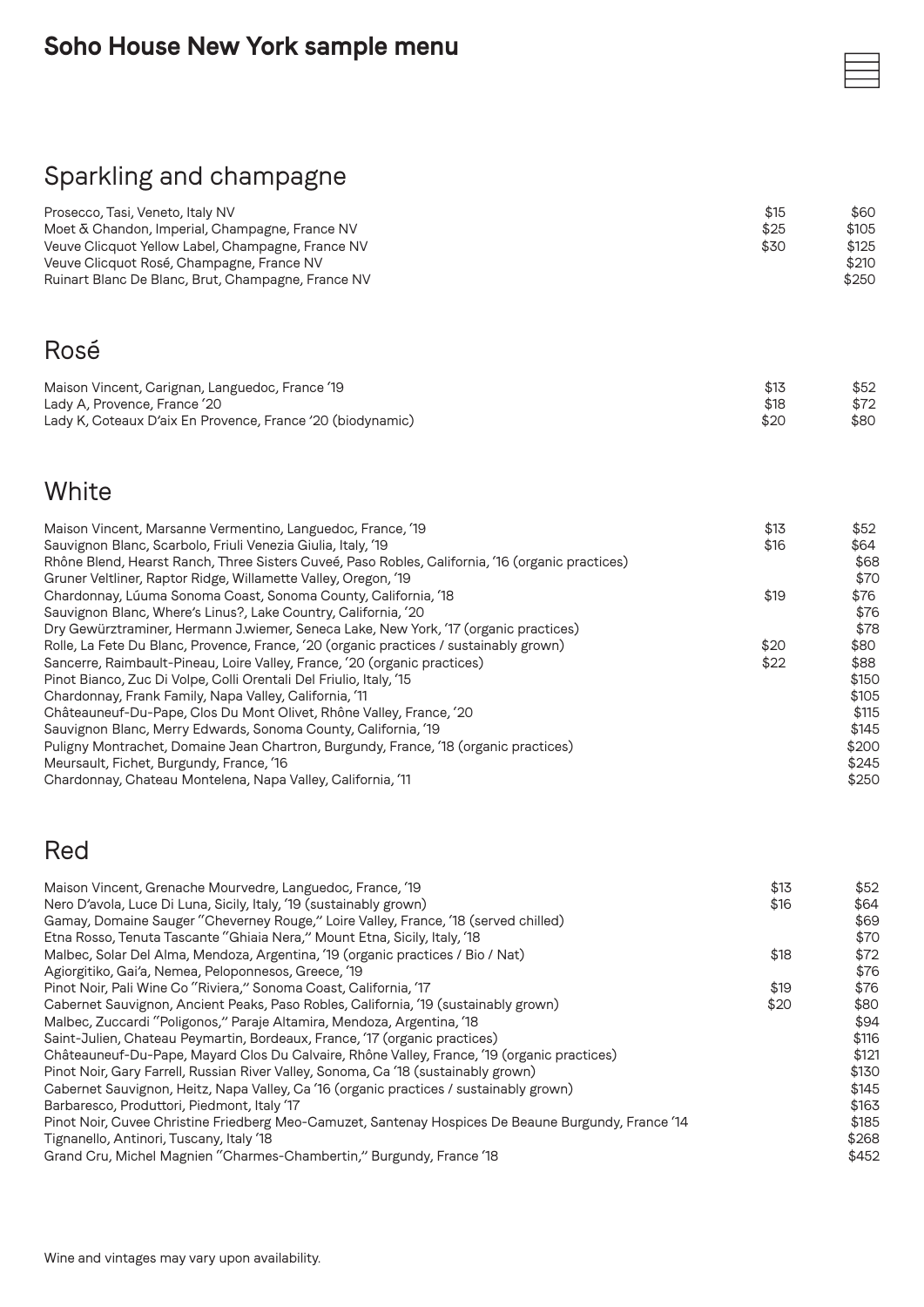# Soho House New York sample menu

## Sparkling and champagne

| | | |
|---|---|---|
| Prosecco, Tasi, Veneto, Italy NV | $15 | $60 |
| Moet & Chandon, Imperial, Champagne, France NV | $25 | $105 |
| Veuve Clicquot Yellow Label, Champagne, France NV | $30 | $125 |
| Veuve Clicquot Rosé, Champagne, France NV | | $210 |
| Ruinart Blanc De Blanc, Brut, Champagne, France NV | | $250 |

## Rosé

| | | |
|---|---|---|
| Maison Vincent, Carignan, Languedoc, France '19 | $13 | $52 |
| Lady A, Provence, France '20 | $18 | $72 |
| Lady K, Coteaux D'aix En Provence, France '20 (biodynamic) | $20 | $80 |

## White

| | | |
|---|---|---|
| Maison Vincent, Marsanne Vermentino, Languedoc, France, '19 | $13 | $52 |
| Sauvignon Blanc, Scarbolo, Friuli Venezia Giulia, Italy, '19 | $16 | $64 |
| Rhône Blend, Hearst Ranch, Three Sisters Cuveé, Paso Robles, California, '16 (organic practices) | | $68 |
| Gruner Veltliner, Raptor Ridge, Willamette Valley, Oregon, '19 | | $70 |
| Chardonnay, Lúuma Sonoma Coast, Sonoma County, California, '18 | $19 | $76 |
| Sauvignon Blanc, Where's Linus?, Lake Country, California, '20 | | $76 |
| Dry Gewürztraminer, Hermann J.wiemer, Seneca Lake, New York, '17 (organic practices) | | $78 |
| Rolle, La Fete Du Blanc, Provence, France, '20 (organic practices / sustainably grown) | $20 | $80 |
| Sancerre, Raimbault-Pineau, Loire Valley, France, '20 (organic practices) | $22 | $88 |
| Pinot Bianco, Zuc Di Volpe, Colli Orentali Del Friulio, Italy, '15 | | $150 |
| Chardonnay, Frank Family, Napa Valley, California, '11 | | $105 |
| Châteauneuf-Du-Pape, Clos Du Mont Olivet, Rhône Valley, France, '20 | | $115 |
| Sauvignon Blanc, Merry Edwards, Sonoma County, California, '19 | | $145 |
| Puligny Montrachet, Domaine Jean Chartron, Burgundy, France, '18 (organic practices) | | $200 |
| Meursault, Fichet, Burgundy, France, '16 | | $245 |
| Chardonnay, Chateau Montelena, Napa Valley, California, '11 | | $250 |

## Red

| | | |
|---|---|---|
| Maison Vincent, Grenache Mourvedre, Languedoc, France, '19 | $13 | $52 |
| Nero D'avola, Luce Di Luna, Sicily, Italy, '19 (sustainably grown) | $16 | $64 |
| Gamay, Domaine Sauger "Cheverney Rouge," Loire Valley, France, '18 (served chilled) | | $69 |
| Etna Rosso, Tenuta Tascante "Ghiaia Nera," Mount Etna, Sicily, Italy, '18 | | $70 |
| Malbec, Solar Del Alma, Mendoza, Argentina, '19 (organic practices / Bio / Nat) | $18 | $72 |
| Agiorgitiko, Gai'a, Nemea, Peloponnesos, Greece, '19 | | $76 |
| Pinot Noir, Pali Wine Co "Riviera," Sonoma Coast, California, '17 | $19 | $76 |
| Cabernet Sauvignon, Ancient Peaks, Paso Robles, California, '19 (sustainably grown) | $20 | $80 |
| Malbec, Zuccardi "Poligonos," Paraje Altamira, Mendoza, Argentina, '18 | | $94 |
| Saint-Julien, Chateau Peymartin, Bordeaux, France, '17 (organic practices) | | $116 |
| Châteauneuf-Du-Pape, Mayard Clos Du Calvaire, Rhône Valley, France, '19 (organic practices) | | $121 |
| Pinot Noir, Gary Farrell, Russian River Valley, Sonoma, Ca '18 (sustainably grown) | | $130 |
| Cabernet Sauvignon, Heitz, Napa Valley, Ca '16 (organic practices / sustainably grown) | | $145 |
| Barbaresco, Produttori, Piedmont, Italy '17 | | $163 |
| Pinot Noir, Cuvee Christine Friedberg Meo-Camuzet, Santenay Hospices De Beaune Burgundy, France '14 | | $185 |
| Tignanello, Antinori, Tuscany, Italy '18 | | $268 |
| Grand Cru, Michel Magnien "Charmes-Chambertin," Burgundy, France '18 | | $452 |

Wine and vintages may vary upon availability.